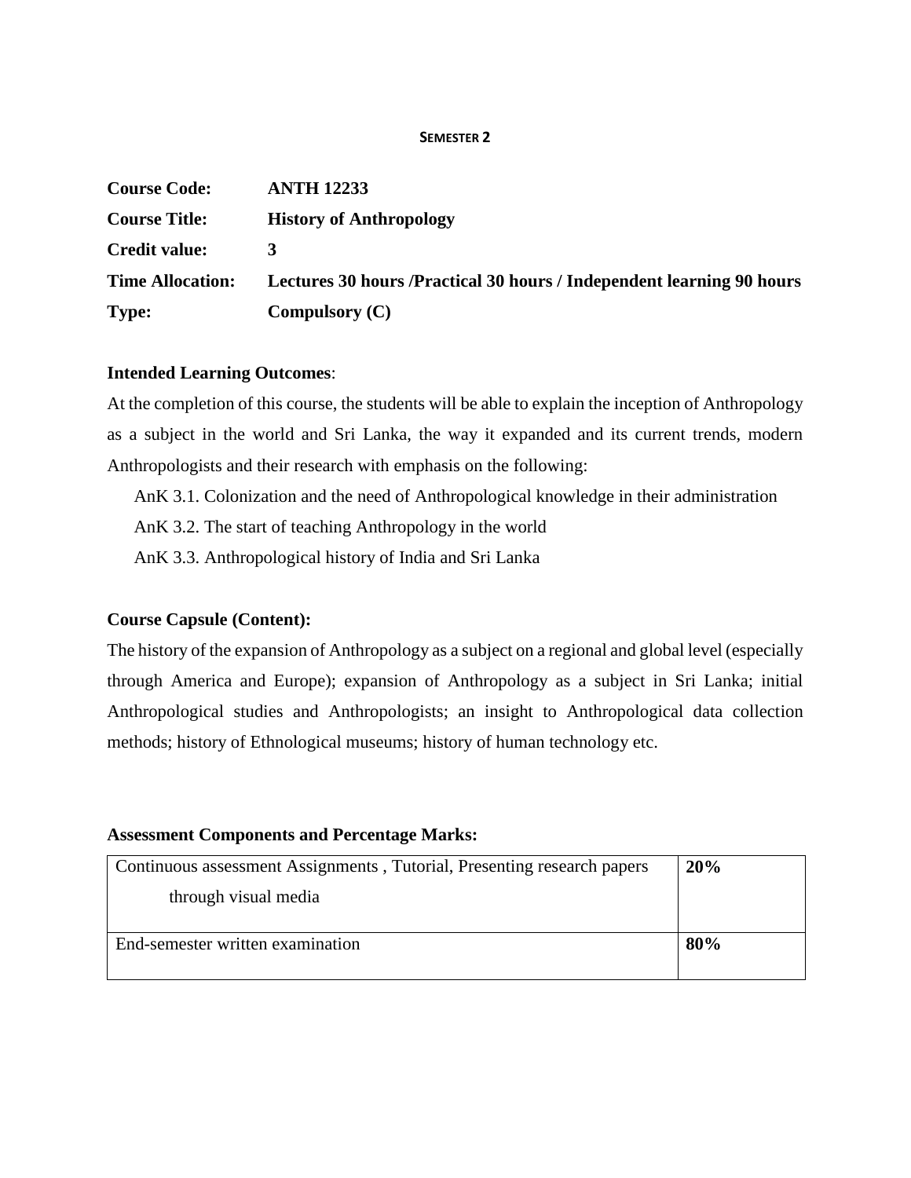**SEMESTER 2**

| | |
|---|---|
| **Course Code:** | **ANTH 12233** |
| **Course Title:** | **History of Anthropology** |
| **Credit value:** | **3** |
| **Time Allocation:** | **Lectures 30 hours /Practical 30 hours / Independent learning 90 hours** |
| **Type:** | **Compulsory (C)** |

**Intended Learning Outcomes**:

At the completion of this course, the students will be able to explain the inception of Anthropology as a subject in the world and Sri Lanka, the way it expanded and its current trends, modern Anthropologists and their research with emphasis on the following:

AnK 3.1. Colonization and the need of Anthropological knowledge in their administration

AnK 3.2. The start of teaching Anthropology in the world

AnK 3.3. Anthropological history of India and Sri Lanka

**Course Capsule (Content):**

The history of the expansion of Anthropology as a subject on a regional and global level (especially through America and Europe); expansion of Anthropology as a subject in Sri Lanka; initial Anthropological studies and Anthropologists; an insight to Anthropological data collection methods; history of Ethnological museums; history of human technology etc.

**Assessment Components and Percentage Marks:**

| | |
|---|---|
| Continuous assessment Assignments , Tutorial, Presenting research papers through visual media | **20%** |
| End-semester written examination | **80%** |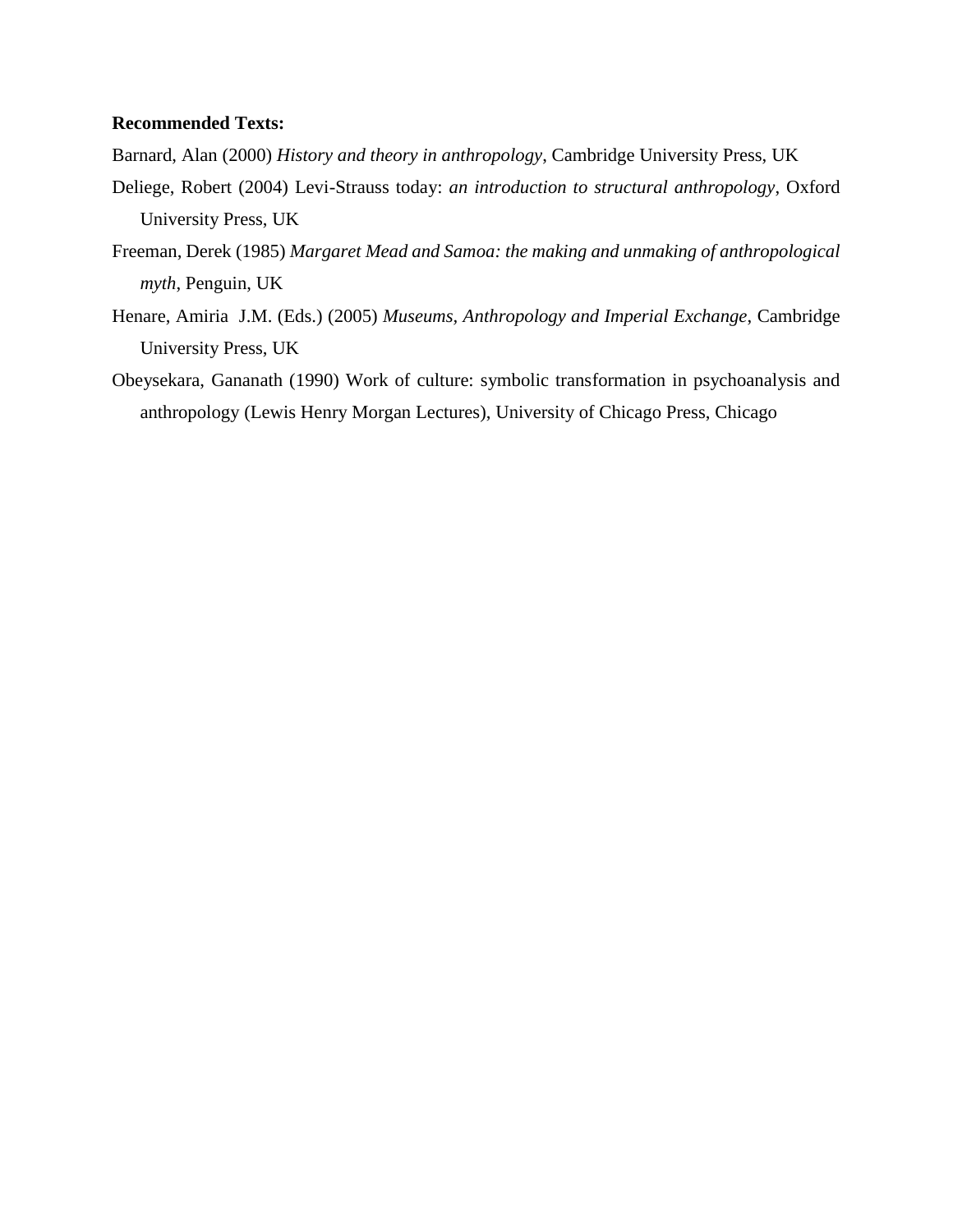**Recommended Texts:**

Barnard, Alan (2000) *History and theory in anthropology*, Cambridge University Press, UK

Deliege, Robert (2004) Levi-Strauss today: *an introduction to structural anthropology*, Oxford University Press, UK

Freeman, Derek (1985) *Margaret Mead and Samoa: the making and unmaking of anthropological myth*, Penguin, UK

Henare, Amiria J.M. (Eds.) (2005) *Museums, Anthropology and Imperial Exchange,* Cambridge University Press, UK

Obeysekara, Gananath (1990) Work of culture: symbolic transformation in psychoanalysis and anthropology (Lewis Henry Morgan Lectures), University of Chicago Press, Chicago